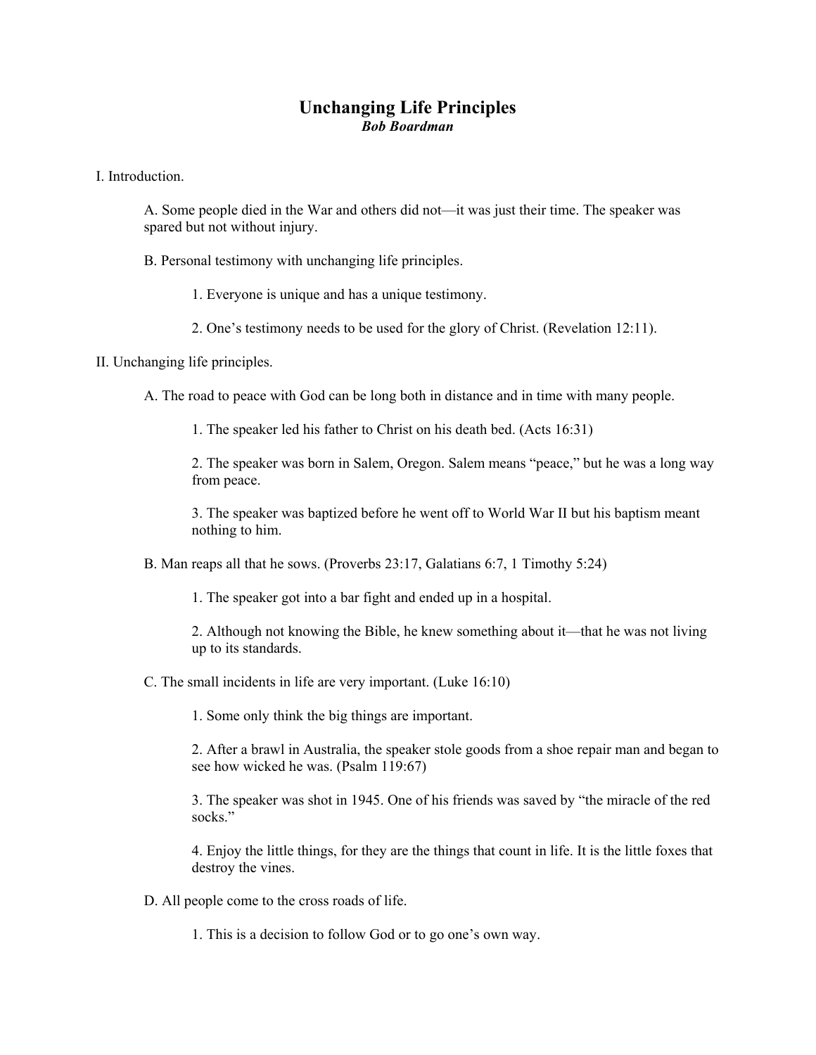# Unchanging Life Principles

***Bob Boardman***

I. Introduction.

A. Some people died in the War and others did not—it was just their time. The speaker was spared but not without injury.

B. Personal testimony with unchanging life principles.

1. Everyone is unique and has a unique testimony.

2. One's testimony needs to be used for the glory of Christ. (Revelation 12:11).

II. Unchanging life principles.

A. The road to peace with God can be long both in distance and in time with many people.

1. The speaker led his father to Christ on his death bed. (Acts 16:31)

2. The speaker was born in Salem, Oregon. Salem means "peace," but he was a long way from peace.

3. The speaker was baptized before he went off to World War II but his baptism meant nothing to him.

B. Man reaps all that he sows. (Proverbs 23:17, Galatians 6:7, 1 Timothy 5:24)

1. The speaker got into a bar fight and ended up in a hospital.

2. Although not knowing the Bible, he knew something about it—that he was not living up to its standards.

C. The small incidents in life are very important. (Luke 16:10)

1. Some only think the big things are important.

2. After a brawl in Australia, the speaker stole goods from a shoe repair man and began to see how wicked he was. (Psalm 119:67)

3. The speaker was shot in 1945. One of his friends was saved by "the miracle of the red socks."

4. Enjoy the little things, for they are the things that count in life. It is the little foxes that destroy the vines.

D. All people come to the cross roads of life.

1. This is a decision to follow God or to go one's own way.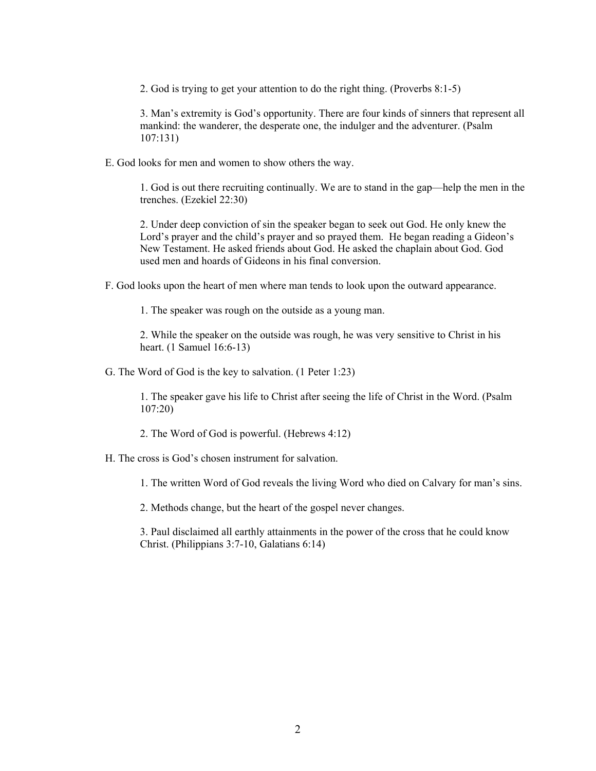2. God is trying to get your attention to do the right thing. (Proverbs 8:1-5)

3. Man's extremity is God's opportunity. There are four kinds of sinners that represent all mankind: the wanderer, the desperate one, the indulger and the adventurer. (Psalm 107:131)

E. God looks for men and women to show others the way.

1. God is out there recruiting continually. We are to stand in the gap—help the men in the trenches. (Ezekiel 22:30)

2. Under deep conviction of sin the speaker began to seek out God. He only knew the Lord's prayer and the child's prayer and so prayed them. He began reading a Gideon's New Testament. He asked friends about God. He asked the chaplain about God. God used men and hoards of Gideons in his final conversion.

F. God looks upon the heart of men where man tends to look upon the outward appearance.

1. The speaker was rough on the outside as a young man.

2. While the speaker on the outside was rough, he was very sensitive to Christ in his heart. (1 Samuel 16:6-13)

G. The Word of God is the key to salvation. (1 Peter 1:23)

1. The speaker gave his life to Christ after seeing the life of Christ in the Word. (Psalm 107:20)

2. The Word of God is powerful. (Hebrews 4:12)

H. The cross is God's chosen instrument for salvation.

1. The written Word of God reveals the living Word who died on Calvary for man's sins.

2. Methods change, but the heart of the gospel never changes.

3. Paul disclaimed all earthly attainments in the power of the cross that he could know Christ. (Philippians 3:7-10, Galatians 6:14)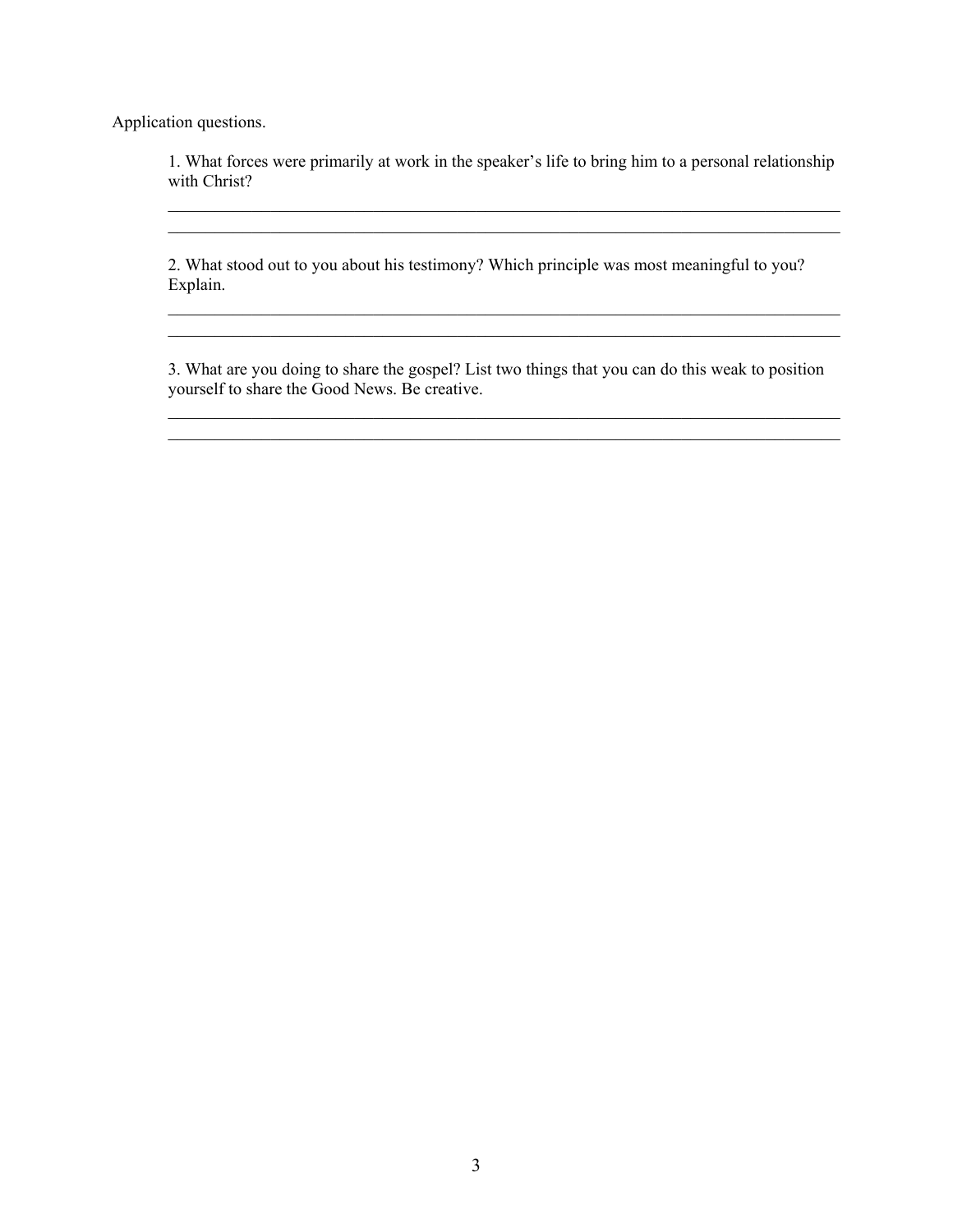Application questions.

1. What forces were primarily at work in the speaker's life to bring him to a personal relationship with Christ?

______________________________________________________________________________
______________________________________________________________________________

2. What stood out to you about his testimony? Which principle was most meaningful to you? Explain.

______________________________________________________________________________
______________________________________________________________________________

3. What are you doing to share the gospel? List two things that you can do this weak to position yourself to share the Good News. Be creative.

______________________________________________________________________________
______________________________________________________________________________